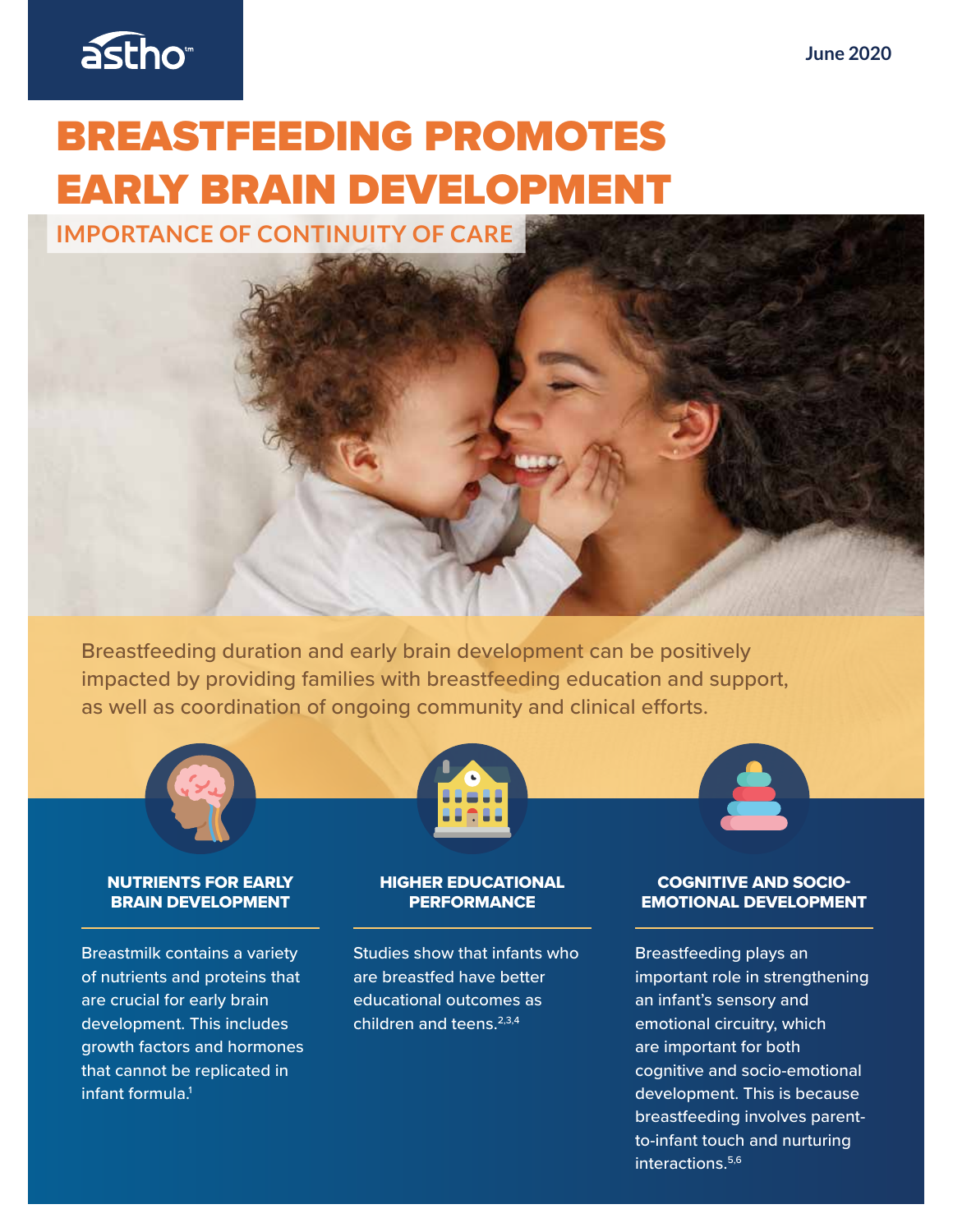astho

June 2020

# BREASTFEEDING PROMOTES EARLY BRAIN DEVELOPMENT

## IMPORTANCE OF CONTINUITY OF CARE

Breastfeeding duration and early brain development can be positively impacted by providing families with breastfeeding education and support, as well as coordination of ongoing community and clinical efforts.

### NUTRIENTS FOR EARLY BRAIN DEVELOPMENT

Breastmilk contains a variety of nutrients and proteins that are crucial for early brain development. This includes growth factors and hormones that cannot be replicated in infant formula.[1]

### HIGHER EDUCATIONAL PERFORMANCE

Studies show that infants who are breastfed have better educational outcomes as children and teens.[2,3,4]

### COGNITIVE AND SOCIO-EMOTIONAL DEVELOPMENT

Breastfeeding plays an important role in strengthening an infant's sensory and emotional circuitry, which are important for both cognitive and socio-emotional development. This is because breastfeeding involves parent-to-infant touch and nurturing interactions.[5,6]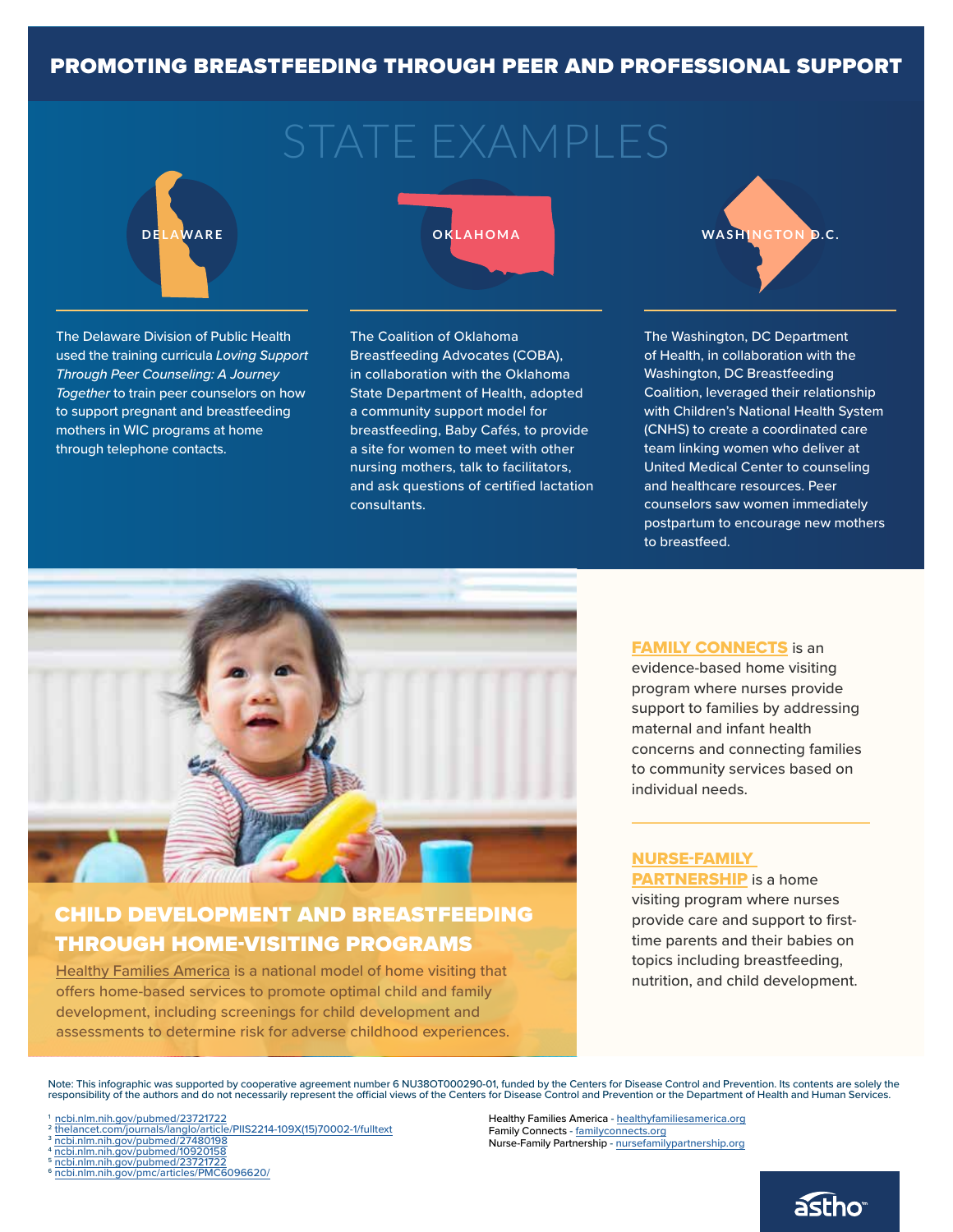# PROMOTING BREASTFEEDING THROUGH PEER AND PROFESSIONAL SUPPORT

## STATE EXAMPLES

### DELAWARE

The Delaware Division of Public Health used the training curricula *Loving Support Through Peer Counseling: A Journey Together* to train peer counselors on how to support pregnant and breastfeeding mothers in WIC programs at home through telephone contacts.

### OKLAHOMA

The Coalition of Oklahoma Breastfeeding Advocates (COBA), in collaboration with the Oklahoma State Department of Health, adopted a community support model for breastfeeding, Baby Cafés, to provide a site for women to meet with other nursing mothers, talk to facilitators, and ask questions of certified lactation consultants.

### WASHINGTON D.C.

The Washington, DC Department of Health, in collaboration with the Washington, DC Breastfeeding Coalition, leveraged their relationship with Children's National Health System (CNHS) to create a coordinated care team linking women who deliver at United Medical Center to counseling and healthcare resources. Peer counselors saw women immediately postpartum to encourage new mothers to breastfeed.

## CHILD DEVELOPMENT AND BREASTFEEDING THROUGH HOME-VISITING PROGRAMS

Healthy Families America is a national model of home visiting that offers home-based services to promote optimal child and family development, including screenings for child development and assessments to determine risk for adverse childhood experiences.

**FAMILY CONNECTS** is an evidence-based home visiting program where nurses provide support to families by addressing maternal and infant health concerns and connecting families to community services based on individual needs.

**NURSE-FAMILY PARTNERSHIP** is a home visiting program where nurses provide care and support to first-time parents and their babies on topics including breastfeeding, nutrition, and child development.

Note: This infographic was supported by cooperative agreement number 6 NU38OT000290-01, funded by the Centers for Disease Control and Prevention. Its contents are solely the responsibility of the authors and do not necessarily represent the official views of the Centers for Disease Control and Prevention or the Department of Health and Human Services.

[1] ncbi.nlm.nih.gov/pubmed/23721722
[2] thelancet.com/journals/langlo/article/PIIS2214-109X(15)70002-1/fulltext
[3] ncbi.nlm.nih.gov/pubmed/27480198
[4] ncbi.nlm.nih.gov/pubmed/10920158
[5] ncbi.nlm.nih.gov/pubmed/23721722
[6] ncbi.nlm.nih.gov/pmc/articles/PMC6096620/

Healthy Families America - healthyfamiliesamerica.org
Family Connects - familyconnects.org
Nurse-Family Partnership - nursefamilypartnership.org

astho